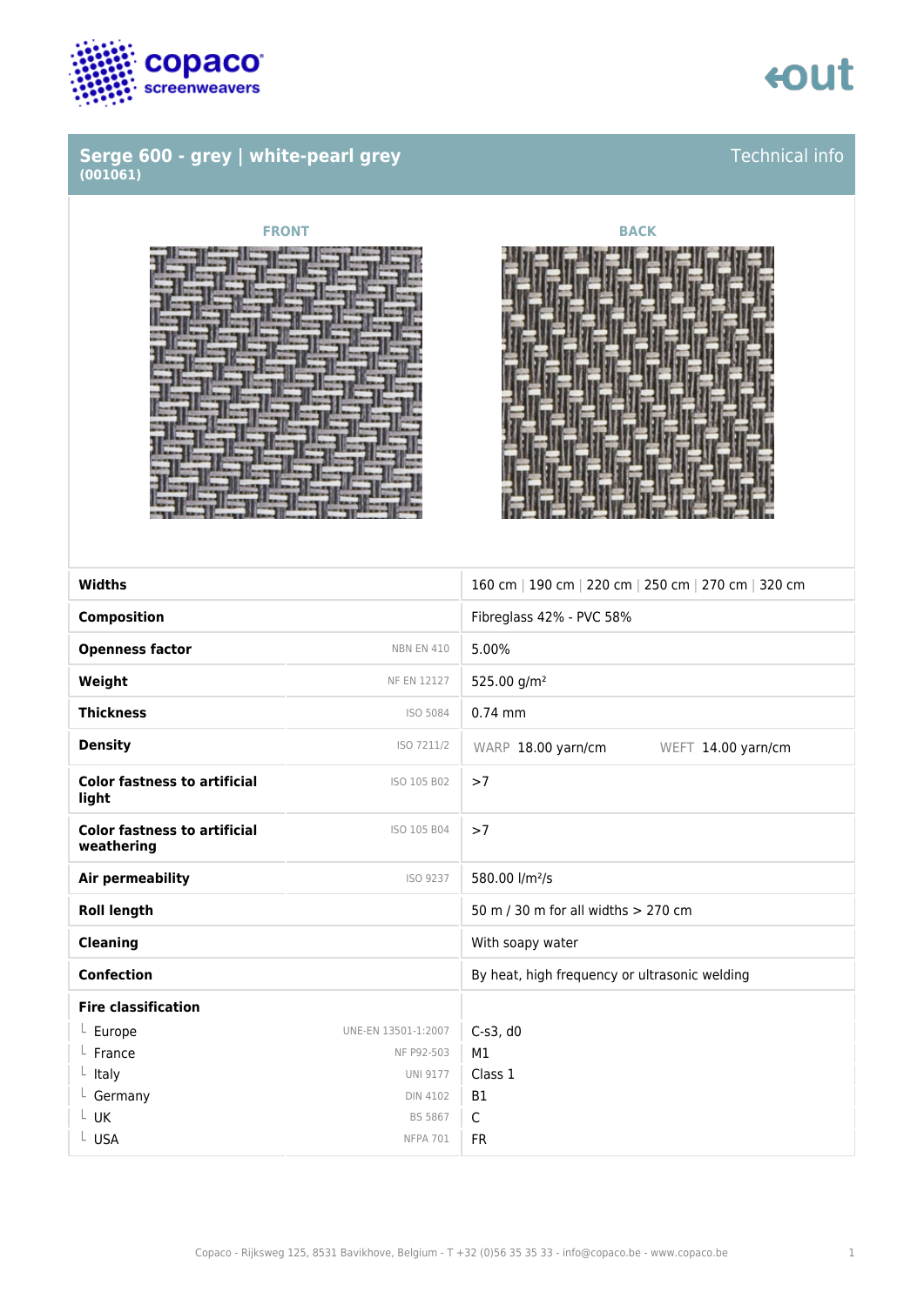# Serge 600 - grey | white-pearl grey
**(001061)**

Technical info

FRONT

BACK

| Property | Standard | Value |
|---|---|---|
| **Widths** | | 160 cm \| 190 cm \| 220 cm \| 250 cm \| 270 cm \| 320 cm |
| **Composition** | | Fibreglass 42% - PVC 58% |
| **Openness factor** | NBN EN 410 | 5.00% |
| **Weight** | NF EN 12127 | 525.00 g/m² |
| **Thickness** | ISO 5084 | 0.74 mm |
| **Density** | ISO 7211/2 | WARP 18.00 yarn/cm WEFT 14.00 yarn/cm |
| **Color fastness to artificial light** | ISO 105 B02 | >7 |
| **Color fastness to artificial weathering** | ISO 105 B04 | >7 |
| **Air permeability** | ISO 9237 | 580.00 l/m²/s |
| **Roll length** | | 50 m / 30 m for all widths > 270 cm |
| **Cleaning** | | With soapy water |
| **Confection** | | By heat, high frequency or ultrasonic welding |
| **Fire classification** | | |
| └ Europe | UNE-EN 13501-1:2007 | C-s3, d0 |
| └ France | NF P92-503 | M1 |
| └ Italy | UNI 9177 | Class 1 |
| └ Germany | DIN 4102 | B1 |
| └ UK | BS 5867 | C |
| └ USA | NFPA 701 | FR |

Copaco - Rijksweg 125, 8531 Bavikhove, Belgium - T +32 (0)56 35 35 33 - info@copaco.be - www.copaco.be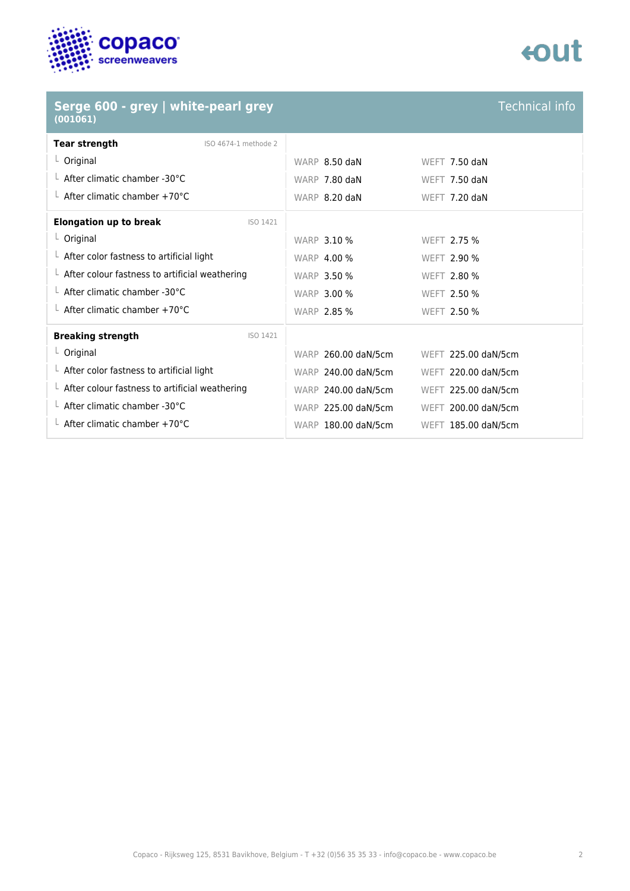## Serge 600 - grey | white-pearl grey (001061)

Technical info

| Tear strength | ISO 4674-1 methode 2 | | |
|---|---|---|---|
| Original | | WARP 8.50 daN | WEFT 7.50 daN |
| After climatic chamber -30°C | | WARP 7.80 daN | WEFT 7.50 daN |
| After climatic chamber +70°C | | WARP 8.20 daN | WEFT 7.20 daN |

| Elongation up to break | ISO 1421 | | |
|---|---|---|---|
| Original | | WARP 3.10 % | WEFT 2.75 % |
| After color fastness to artificial light | | WARP 4.00 % | WEFT 2.90 % |
| After colour fastness to artificial weathering | | WARP 3.50 % | WEFT 2.80 % |
| After climatic chamber -30°C | | WARP 3.00 % | WEFT 2.50 % |
| After climatic chamber +70°C | | WARP 2.85 % | WEFT 2.50 % |

| Breaking strength | ISO 1421 | | |
|---|---|---|---|
| Original | | WARP 260.00 daN/5cm | WEFT 225.00 daN/5cm |
| After color fastness to artificial light | | WARP 240.00 daN/5cm | WEFT 220.00 daN/5cm |
| After colour fastness to artificial weathering | | WARP 240.00 daN/5cm | WEFT 225.00 daN/5cm |
| After climatic chamber -30°C | | WARP 225.00 daN/5cm | WEFT 200.00 daN/5cm |
| After climatic chamber +70°C | | WARP 180.00 daN/5cm | WEFT 185.00 daN/5cm |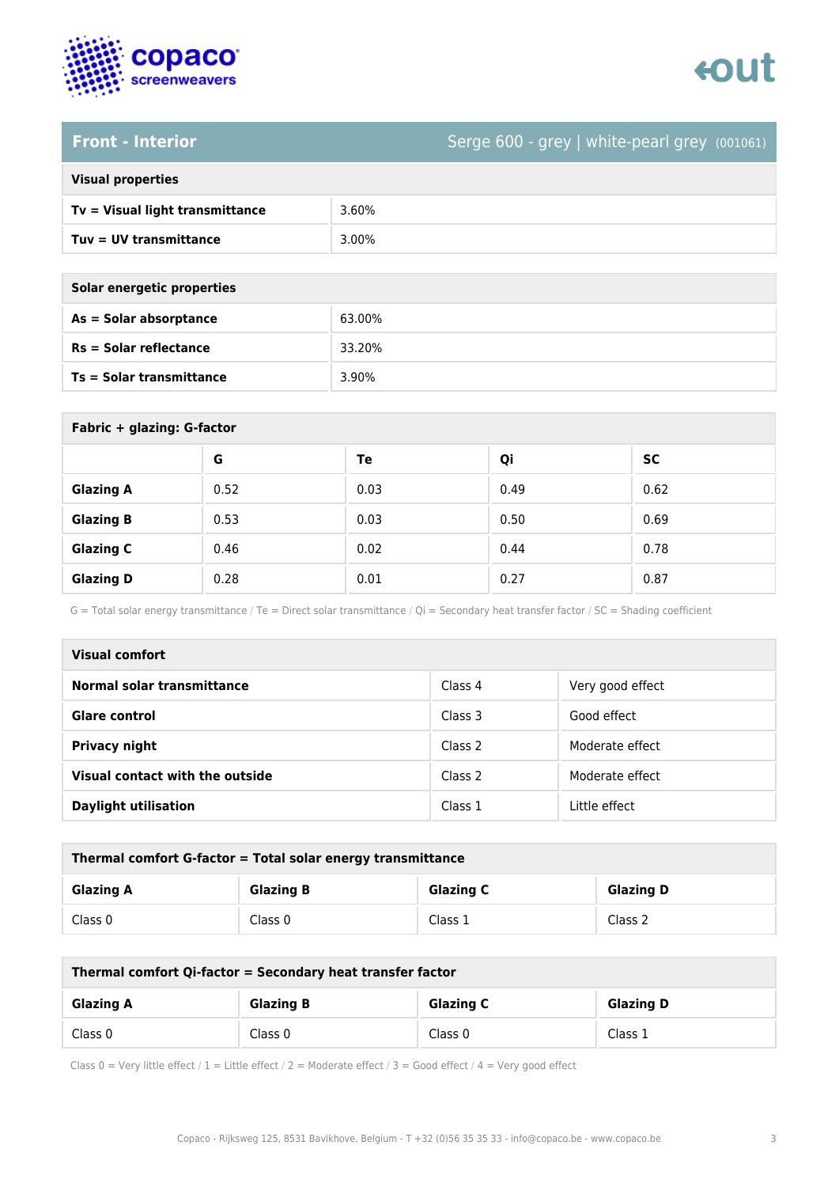## Front - Interior

Serge 600 - grey | white-pearl grey (001061)

| Visual properties | |
|---|---|
| **Tv = Visual light transmittance** | 3.60% |
| **Tuv = UV transmittance** | 3.00% |

| Solar energetic properties | |
|---|---|
| **As = Solar absorptance** | 63.00% |
| **Rs = Solar reflectance** | 33.20% |
| **Ts = Solar transmittance** | 3.90% |

**Fabric + glazing: G-factor**

| | G | Te | Qi | SC |
|---|---|---|---|---|
| **Glazing A** | 0.52 | 0.03 | 0.49 | 0.62 |
| **Glazing B** | 0.53 | 0.03 | 0.50 | 0.69 |
| **Glazing C** | 0.46 | 0.02 | 0.44 | 0.78 |
| **Glazing D** | 0.28 | 0.01 | 0.27 | 0.87 |

G = Total solar energy transmittance / Te = Direct solar transmittance / Qi = Secondary heat transfer factor / SC = Shading coefficient

| Visual comfort | | |
|---|---|---|
| **Normal solar transmittance** | Class 4 | Very good effect |
| **Glare control** | Class 3 | Good effect |
| **Privacy night** | Class 2 | Moderate effect |
| **Visual contact with the outside** | Class 2 | Moderate effect |
| **Daylight utilisation** | Class 1 | Little effect |

**Thermal comfort G-factor = Total solar energy transmittance**

| Glazing A | Glazing B | Glazing C | Glazing D |
|---|---|---|---|
| Class 0 | Class 0 | Class 1 | Class 2 |

**Thermal comfort Qi-factor = Secondary heat transfer factor**

| Glazing A | Glazing B | Glazing C | Glazing D |
|---|---|---|---|
| Class 0 | Class 0 | Class 0 | Class 1 |

Class 0 = Very little effect / 1 = Little effect / 2 = Moderate effect / 3 = Good effect / 4 = Very good effect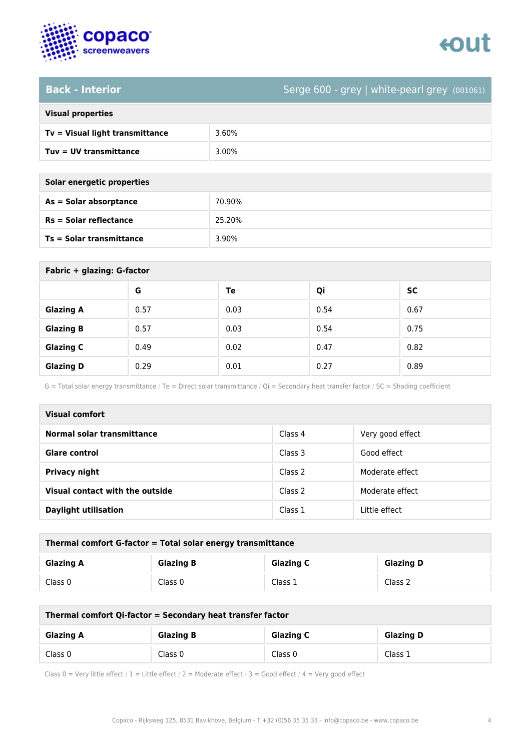## Back - Interior

Serge 600 - grey | white-pearl grey (001061)

| Visual properties | |
|---|---|
| **Tv = Visual light transmittance** | 3.60% |
| **Tuv = UV transmittance** | 3.00% |

| Solar energetic properties | |
|---|---|
| **As = Solar absorptance** | 70.90% |
| **Rs = Solar reflectance** | 25.20% |
| **Ts = Solar transmittance** | 3.90% |

**Fabric + glazing: G-factor**

| | G | Te | Qi | SC |
|---|---|---|---|---|
| **Glazing A** | 0.57 | 0.03 | 0.54 | 0.67 |
| **Glazing B** | 0.57 | 0.03 | 0.54 | 0.75 |
| **Glazing C** | 0.49 | 0.02 | 0.47 | 0.82 |
| **Glazing D** | 0.29 | 0.01 | 0.27 | 0.89 |

G = Total solar energy transmittance / Te = Direct solar transmittance / Qi = Secondary heat transfer factor / SC = Shading coefficient

| Visual comfort | | |
|---|---|---|
| **Normal solar transmittance** | Class 4 | Very good effect |
| **Glare control** | Class 3 | Good effect |
| **Privacy night** | Class 2 | Moderate effect |
| **Visual contact with the outside** | Class 2 | Moderate effect |
| **Daylight utilisation** | Class 1 | Little effect |

**Thermal comfort G-factor = Total solar energy transmittance**

| Glazing A | Glazing B | Glazing C | Glazing D |
|---|---|---|---|
| Class 0 | Class 0 | Class 1 | Class 2 |

**Thermal comfort Qi-factor = Secondary heat transfer factor**

| Glazing A | Glazing B | Glazing C | Glazing D |
|---|---|---|---|
| Class 0 | Class 0 | Class 0 | Class 1 |

Class 0 = Very little effect / 1 = Little effect / 2 = Moderate effect / 3 = Good effect / 4 = Very good effect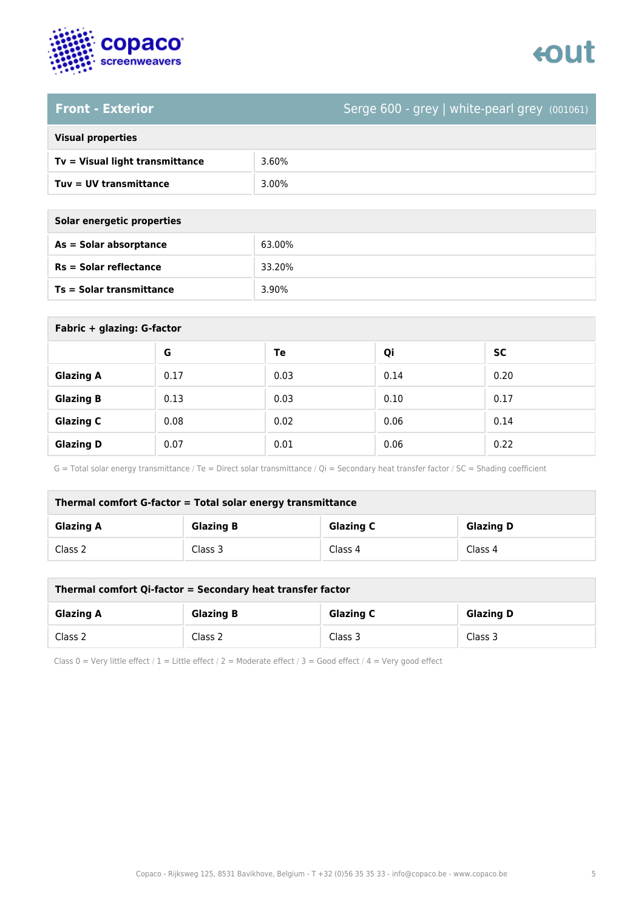## Front - Exterior

Serge 600 - grey | white-pearl grey (001061)

| Visual properties | |
|---|---|
| **Tv = Visual light transmittance** | 3.60% |
| **Tuv = UV transmittance** | 3.00% |

| Solar energetic properties | |
|---|---|
| **As = Solar absorptance** | 63.00% |
| **Rs = Solar reflectance** | 33.20% |
| **Ts = Solar transmittance** | 3.90% |

**Fabric + glazing: G-factor**

| | G | Te | Qi | SC |
|---|---|---|---|---|
| **Glazing A** | 0.17 | 0.03 | 0.14 | 0.20 |
| **Glazing B** | 0.13 | 0.03 | 0.10 | 0.17 |
| **Glazing C** | 0.08 | 0.02 | 0.06 | 0.14 |
| **Glazing D** | 0.07 | 0.01 | 0.06 | 0.22 |

G = Total solar energy transmittance / Te = Direct solar transmittance / Qi = Secondary heat transfer factor / SC = Shading coefficient

**Thermal comfort G-factor = Total solar energy transmittance**

| Glazing A | Glazing B | Glazing C | Glazing D |
|---|---|---|---|
| Class 2 | Class 3 | Class 4 | Class 4 |

**Thermal comfort Qi-factor = Secondary heat transfer factor**

| Glazing A | Glazing B | Glazing C | Glazing D |
|---|---|---|---|
| Class 2 | Class 2 | Class 3 | Class 3 |

Class 0 = Very little effect / 1 = Little effect / 2 = Moderate effect / 3 = Good effect / 4 = Very good effect

Copaco - Rijksweg 125, 8531 Bavikhove, Belgium - T +32 (0)56 35 35 33 - info@copaco.be - www.copaco.be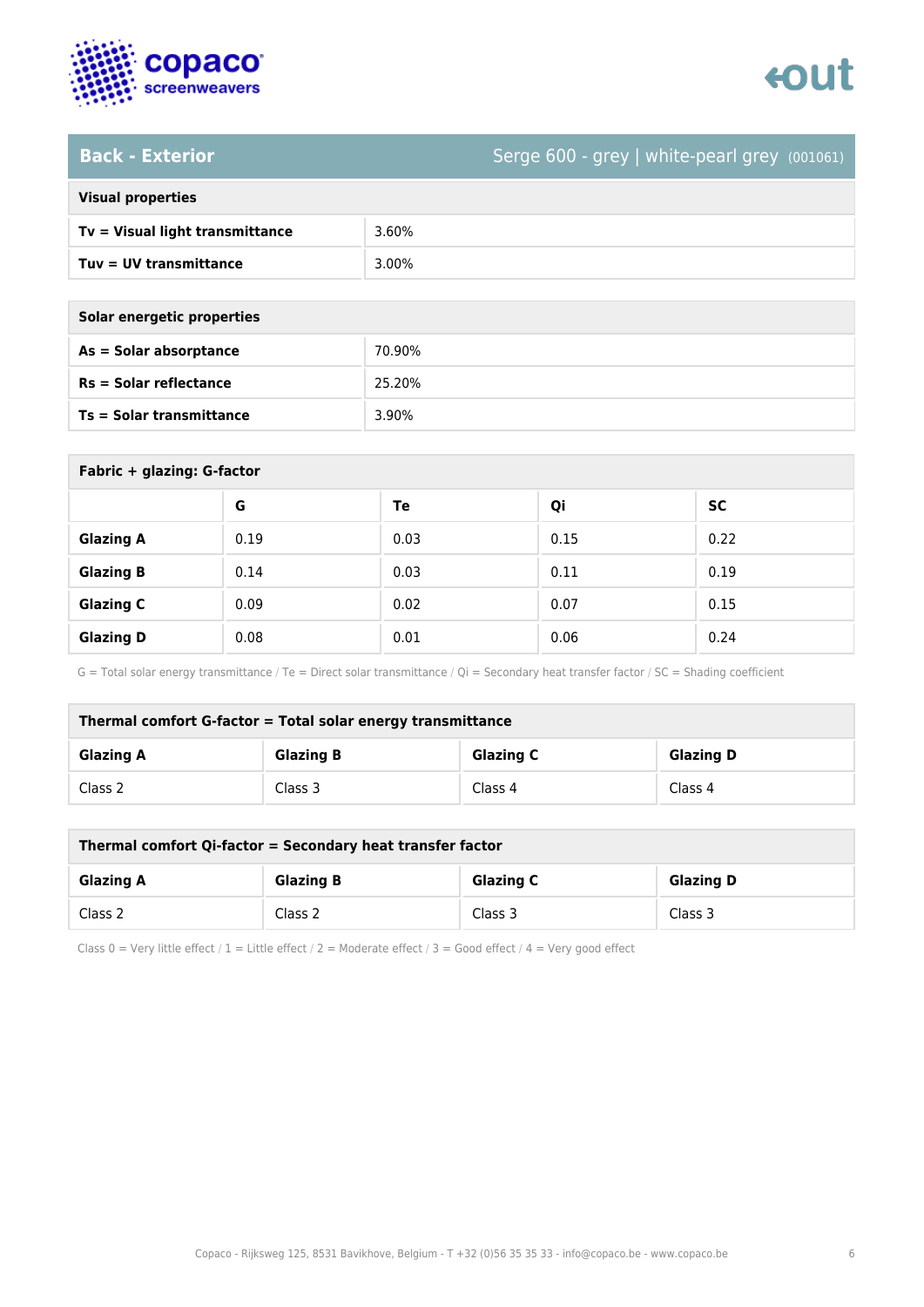## Back - Exterior

Serge 600 - grey | white-pearl grey (001061)

| Visual properties | |
|---|---|
| **Tv = Visual light transmittance** | 3.60% |
| **Tuv = UV transmittance** | 3.00% |

| Solar energetic properties | |
|---|---|
| **As = Solar absorptance** | 70.90% |
| **Rs = Solar reflectance** | 25.20% |
| **Ts = Solar transmittance** | 3.90% |

**Fabric + glazing: G-factor**

| | G | Te | Qi | SC |
|---|---|---|---|---|
| **Glazing A** | 0.19 | 0.03 | 0.15 | 0.22 |
| **Glazing B** | 0.14 | 0.03 | 0.11 | 0.19 |
| **Glazing C** | 0.09 | 0.02 | 0.07 | 0.15 |
| **Glazing D** | 0.08 | 0.01 | 0.06 | 0.24 |

G = Total solar energy transmittance / Te = Direct solar transmittance / Qi = Secondary heat transfer factor / SC = Shading coefficient

**Thermal comfort G-factor = Total solar energy transmittance**

| Glazing A | Glazing B | Glazing C | Glazing D |
|---|---|---|---|
| Class 2 | Class 3 | Class 4 | Class 4 |

**Thermal comfort Qi-factor = Secondary heat transfer factor**

| Glazing A | Glazing B | Glazing C | Glazing D |
|---|---|---|---|
| Class 2 | Class 2 | Class 3 | Class 3 |

Class 0 = Very little effect / 1 = Little effect / 2 = Moderate effect / 3 = Good effect / 4 = Very good effect